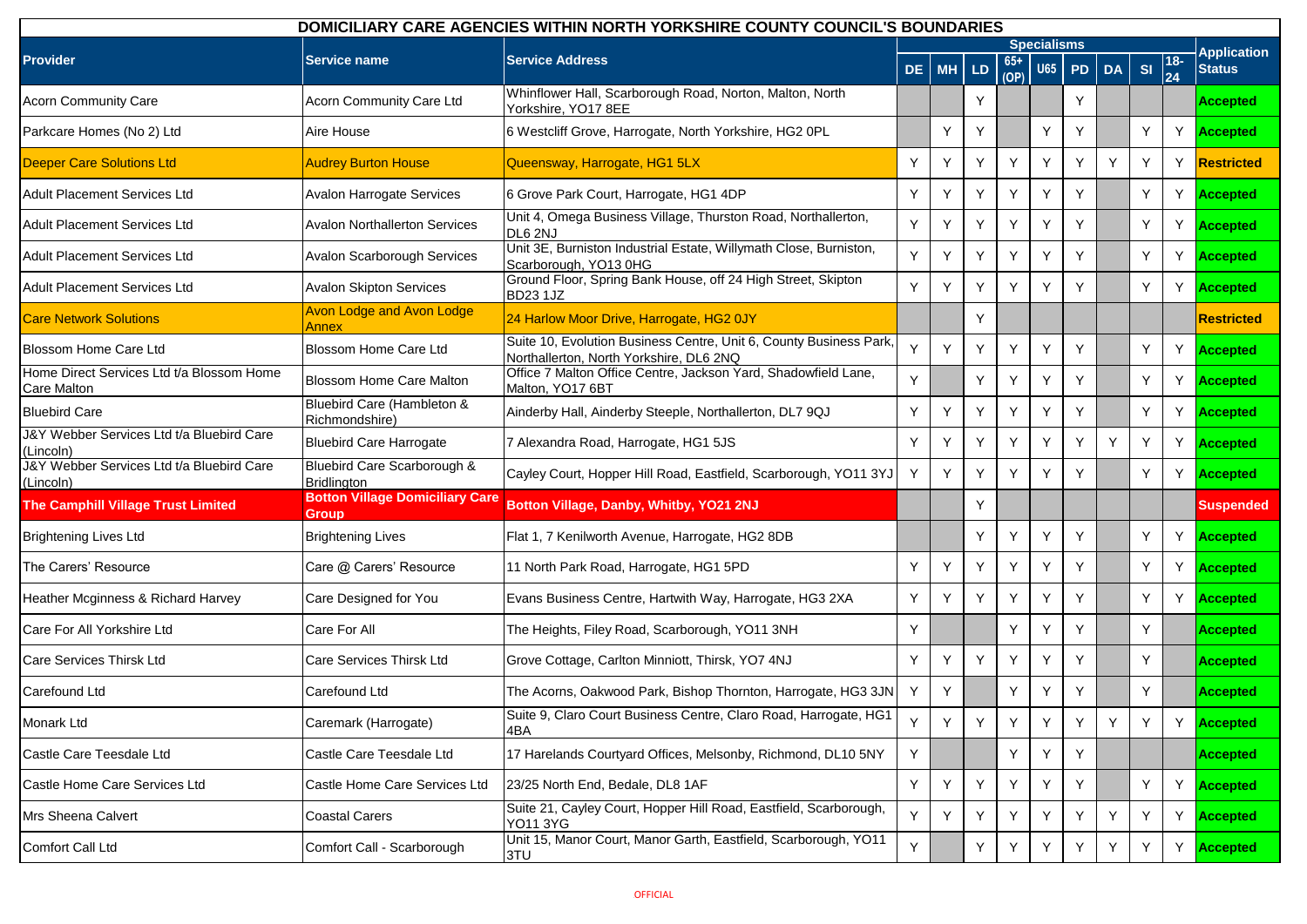# DOMICILIARY CARE AGENCIES WITHIN NORTH YORKSHIRE COUNTY COUNCIL'S BOUNDARIES

| Provider | Service name | Service Address | Specialisms | | | | | | | | | Application Status |
|---|---|---|---|---|---|---|---|---|---|---|---|---|
| | | | DE | MH | LD | 65+ (OP) | U65 | PD | DA | SI | 18-24 | |
| Acorn Community Care | Acorn Community Care Ltd | Whinflower Hall, Scarborough Road, Norton, Malton, North Yorkshire, YO17 8EE | | | Y | | | Y | | | | Accepted |
| Parkcare Homes (No 2) Ltd | Aire House | 6 Westcliff Grove, Harrogate, North Yorkshire, HG2 0PL | | Y | Y | | Y | Y | | Y | Y | Accepted |
| Deeper Care Solutions Ltd | Audrey Burton House | Queensway, Harrogate, HG1 5LX | Y | Y | Y | Y | Y | Y | Y | Y | Y | Restricted |
| Adult Placement Services Ltd | Avalon Harrogate Services | 6 Grove Park Court, Harrogate, HG1 4DP | Y | Y | Y | Y | Y | Y | | Y | Y | Accepted |
| Adult Placement Services Ltd | Avalon Northallerton Services | Unit 4, Omega Business Village, Thurston Road, Northallerton, DL6 2NJ | Y | Y | Y | Y | Y | Y | | Y | Y | Accepted |
| Adult Placement Services Ltd | Avalon Scarborough Services | Unit 3E, Burniston Industrial Estate, Willymath Close, Burniston, Scarborough, YO13 0HG | Y | Y | Y | Y | Y | Y | | Y | Y | Accepted |
| Adult Placement Services Ltd | Avalon Skipton Services | Ground Floor, Spring Bank House, off 24 High Street, Skipton BD23 1JZ | Y | Y | Y | Y | Y | Y | | Y | Y | Accepted |
| Care Network Solutions | Avon Lodge and Avon Lodge Annex | 24 Harlow Moor Drive, Harrogate, HG2 0JY | | | Y | | | | | | | Restricted |
| Blossom Home Care Ltd | Blossom Home Care Ltd | Suite 10, Evolution Business Centre, Unit 6, County Business Park, Northallerton, North Yorkshire, DL6 2NQ | Y | Y | Y | Y | Y | Y | | Y | Y | Accepted |
| Home Direct Services Ltd t/a Blossom Home Care Malton | Blossom Home Care Malton | Office 7 Malton Office Centre, Jackson Yard, Shadowfield Lane, Malton, YO17 6BT | Y | | Y | Y | Y | Y | | Y | Y | Accepted |
| Bluebird Care | Bluebird Care (Hambleton & Richmondshire) | Ainderby Hall, Ainderby Steeple, Northallerton, DL7 9QJ | Y | Y | Y | Y | Y | Y | | Y | Y | Accepted |
| J&Y Webber Services Ltd t/a Bluebird Care (Lincoln) | Bluebird Care Harrogate | 7 Alexandra Road, Harrogate, HG1 5JS | Y | Y | Y | Y | Y | Y | Y | Y | Y | Accepted |
| J&Y Webber Services Ltd t/a Bluebird Care (Lincoln) | Bluebird Care Scarborough & Bridlington | Cayley Court, Hopper Hill Road, Eastfield, Scarborough, YO11 3YJ | Y | Y | Y | Y | Y | Y | | Y | Y | Accepted |
| **The Camphill Village Trust Limited** | **Botton Village Domiciliary Care Group** | **Botton Village, Danby, Whitby, YO21 2NJ** | | | Y | | | | | | | **Suspended** |
| Brightening Lives Ltd | Brightening Lives | Flat 1, 7 Kenilworth Avenue, Harrogate, HG2 8DB | | | Y | Y | Y | Y | | Y | Y | Accepted |
| The Carers' Resource | Care @ Carers' Resource | 11 North Park Road, Harrogate, HG1 5PD | Y | Y | Y | Y | Y | Y | | Y | Y | Accepted |
| Heather Mcginness & Richard Harvey | Care Designed for You | Evans Business Centre, Hartwith Way, Harrogate, HG3 2XA | Y | Y | Y | Y | Y | Y | | Y | Y | Accepted |
| Care For All Yorkshire Ltd | Care For All | The Heights, Filey Road, Scarborough, YO11 3NH | Y | | | Y | Y | Y | | Y | | Accepted |
| Care Services Thirsk Ltd | Care Services Thirsk Ltd | Grove Cottage, Carlton Minniott, Thirsk, YO7 4NJ | Y | Y | Y | Y | Y | Y | | Y | | Accepted |
| Carefound Ltd | Carefound Ltd | The Acorns, Oakwood Park, Bishop Thornton, Harrogate, HG3 3JN | Y | Y | | Y | Y | Y | | Y | | Accepted |
| Monark Ltd | Caremark (Harrogate) | Suite 9, Claro Court Business Centre, Claro Road, Harrogate, HG1 4BA | Y | Y | Y | Y | Y | Y | Y | Y | Y | Accepted |
| Castle Care Teesdale Ltd | Castle Care Teesdale Ltd | 17 Harelands Courtyard Offices, Melsonby, Richmond, DL10 5NY | Y | | | Y | Y | Y | | | | Accepted |
| Castle Home Care Services Ltd | Castle Home Care Services Ltd | 23/25 North End, Bedale, DL8 1AF | Y | Y | Y | Y | Y | Y | | Y | Y | Accepted |
| Mrs Sheena Calvert | Coastal Carers | Suite 21, Cayley Court, Hopper Hill Road, Eastfield, Scarborough, YO11 3YG | Y | Y | Y | Y | Y | Y | Y | Y | Y | Accepted |
| Comfort Call Ltd | Comfort Call - Scarborough | Unit 15, Manor Court, Manor Garth, Eastfield, Scarborough, YO11 3TU | Y | | Y | Y | Y | Y | Y | Y | Y | Accepted |

OFFICIAL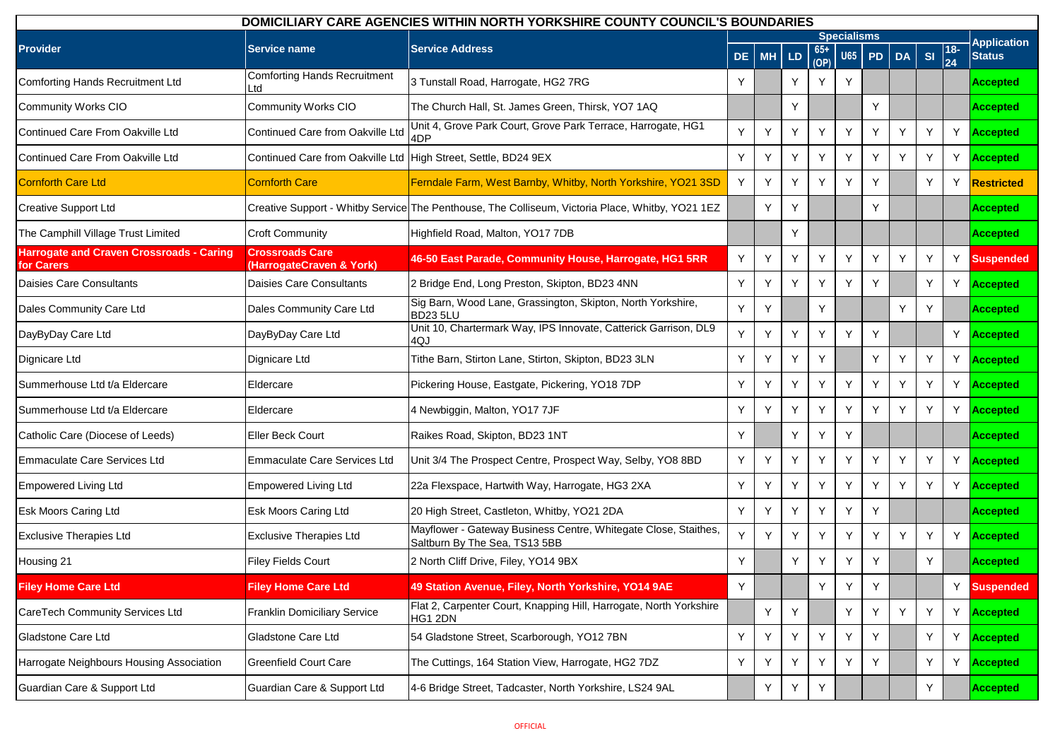| DOMICILIARY CARE AGENCIES WITHIN NORTH YORKSHIRE COUNTY COUNCIL'S BOUNDARIES | | | | | | | | | | | | |
|---|---|---|---|---|---|---|---|---|---|---|---|---|
| Provider | Service name | Service Address | Specialisms | | | | | | | | | Application Status |
| | | | DE | MH | LD | 65+ (OP) | U65 | PD | DA | SI | 18-24 | |
| Comforting Hands Recruitment Ltd | Comforting Hands Recruitment Ltd | 3 Tunstall Road, Harrogate, HG2 7RG | Y | | Y | Y | Y | | | | | Accepted |
| Community Works CIO | Community Works CIO | The Church Hall, St. James Green, Thirsk, YO7 1AQ | | | Y | | | Y | | | | Accepted |
| Continued Care From Oakville Ltd | Continued Care from Oakville Ltd | Unit 4, Grove Park Court, Grove Park Terrace, Harrogate, HG1 4DP | Y | Y | Y | Y | Y | Y | Y | Y | Y | Accepted |
| Continued Care From Oakville Ltd | Continued Care from Oakville Ltd | High Street, Settle, BD24 9EX | Y | Y | Y | Y | Y | Y | Y | Y | Y | Accepted |
| Cornforth Care Ltd | Cornforth Care | Ferndale Farm, West Barnby, Whitby, North Yorkshire, YO21 3SD | Y | Y | Y | Y | Y | Y | | Y | Y | Restricted |
| Creative Support Ltd | Creative Support - Whitby Service | The Penthouse, The Colliseum, Victoria Place, Whitby, YO21 1EZ | | Y | Y | | | Y | | | | Accepted |
| The Camphill Village Trust Limited | Croft Community | Highfield Road, Malton, YO17 7DB | | | Y | | | | | | | Accepted |
| **Harrogate and Craven Crossroads - Caring for Carers** | **Crossroads Care (HarrogateCraven & York)** | **46-50 East Parade, Community House, Harrogate, HG1 5RR** | Y | Y | Y | Y | Y | Y | Y | Y | Y | Suspended |
| Daisies Care Consultants | Daisies Care Consultants | 2 Bridge End, Long Preston, Skipton, BD23 4NN | Y | Y | Y | Y | Y | Y | | Y | Y | Accepted |
| Dales Community Care Ltd | Dales Community Care Ltd | Sig Barn, Wood Lane, Grassington, Skipton, North Yorkshire, BD23 5LU | Y | Y | | Y | | | Y | Y | | Accepted |
| DayByDay Care Ltd | DayByDay Care Ltd | Unit 10, Chartermark Way, IPS Innovate, Catterick Garrison, DL9 4QJ | Y | Y | Y | Y | Y | Y | | | Y | Accepted |
| Dignicare Ltd | Dignicare Ltd | Tithe Barn, Stirton Lane, Stirton, Skipton, BD23 3LN | Y | Y | Y | Y | | Y | Y | Y | Y | Accepted |
| Summerhouse Ltd t/a Eldercare | Eldercare | Pickering House, Eastgate, Pickering, YO18 7DP | Y | Y | Y | Y | Y | Y | Y | Y | Y | Accepted |
| Summerhouse Ltd t/a Eldercare | Eldercare | 4 Newbiggin, Malton, YO17 7JF | Y | Y | Y | Y | Y | Y | Y | Y | Y | Accepted |
| Catholic Care (Diocese of Leeds) | Eller Beck Court | Raikes Road, Skipton, BD23 1NT | Y | | Y | Y | Y | | | | | Accepted |
| Emmaculate Care Services Ltd | Emmaculate Care Services Ltd | Unit 3/4 The Prospect Centre, Prospect Way, Selby, YO8 8BD | Y | Y | Y | Y | Y | Y | Y | Y | Y | Accepted |
| Empowered Living Ltd | Empowered Living Ltd | 22a Flexspace, Hartwith Way, Harrogate, HG3 2XA | Y | Y | Y | Y | Y | Y | Y | Y | Y | Accepted |
| Esk Moors Caring Ltd | Esk Moors Caring Ltd | 20 High Street, Castleton, Whitby, YO21 2DA | Y | Y | Y | Y | Y | Y | | | | Accepted |
| Exclusive Therapies Ltd | Exclusive Therapies Ltd | Mayflower - Gateway Business Centre, Whitegate Close, Staithes, Saltburn By The Sea, TS13 5BB | Y | Y | Y | Y | Y | Y | Y | Y | Y | Accepted |
| Housing 21 | Filey Fields Court | 2 North Cliff Drive, Filey, YO14 9BX | Y | | Y | Y | Y | Y | | Y | | Accepted |
| **Filey Home Care Ltd** | **Filey Home Care Ltd** | **49 Station Avenue, Filey, North Yorkshire, YO14 9AE** | Y | | | Y | Y | Y | | | Y | Suspended |
| CareTech Community Services Ltd | Franklin Domiciliary Service | Flat 2, Carpenter Court, Knapping Hill, Harrogate, North Yorkshire HG1 2DN | | Y | Y | | Y | Y | Y | Y | Y | Accepted |
| Gladstone Care Ltd | Gladstone Care Ltd | 54 Gladstone Street, Scarborough, YO12 7BN | Y | Y | Y | Y | Y | Y | | Y | Y | Accepted |
| Harrogate Neighbours Housing Association | Greenfield Court Care | The Cuttings, 164 Station View, Harrogate, HG2 7DZ | Y | Y | Y | Y | Y | Y | | Y | Y | Accepted |
| Guardian Care & Support Ltd | Guardian Care & Support Ltd | 4-6 Bridge Street, Tadcaster, North Yorkshire, LS24 9AL | | Y | Y | Y | | | | Y | | Accepted |

OFFICIAL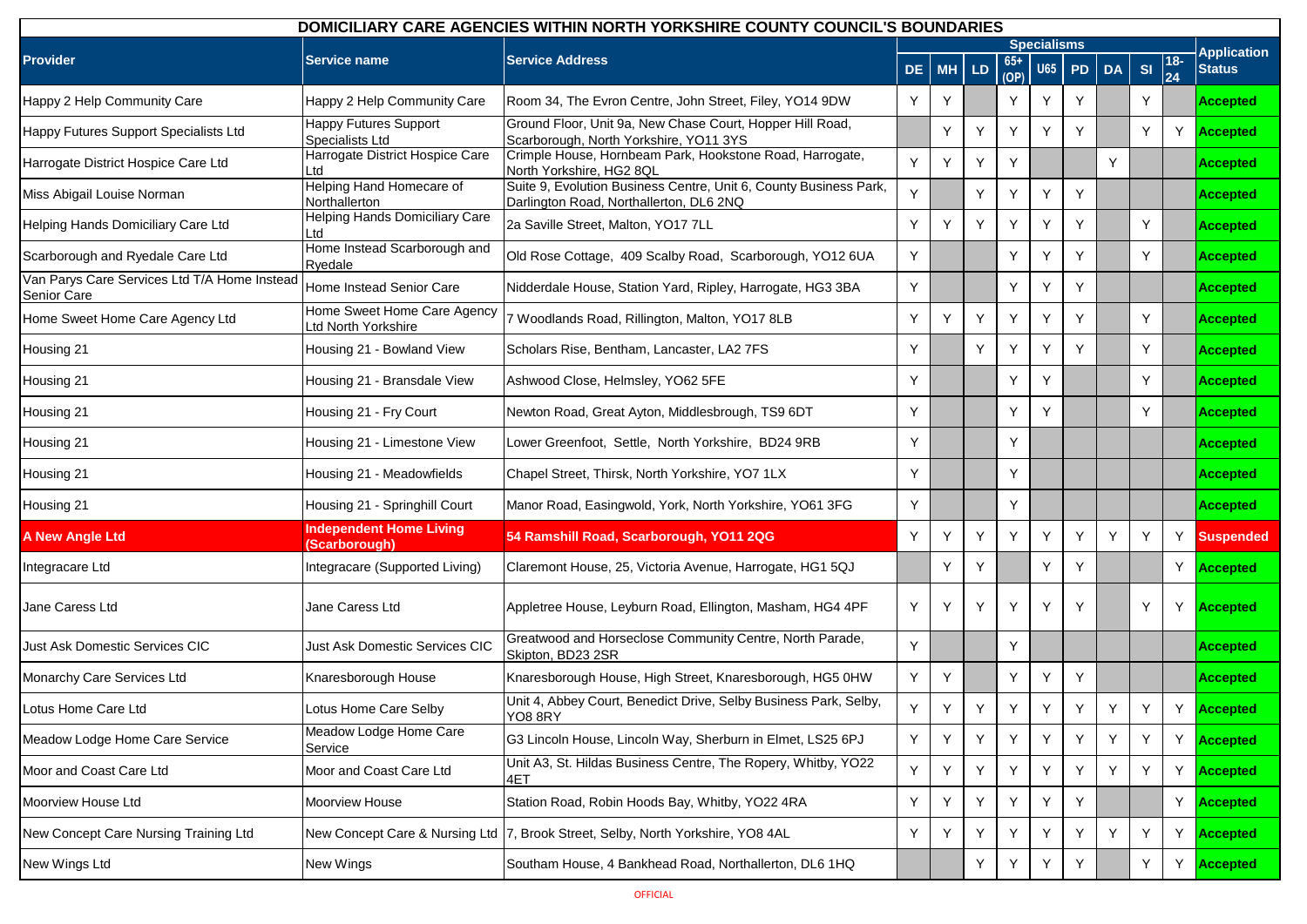| DOMICILIARY CARE AGENCIES WITHIN NORTH YORKSHIRE COUNTY COUNCIL'S BOUNDARIES | | | | | | | | | | | | |
|---|---|---|---|---|---|---|---|---|---|---|---|---|
| Provider | Service name | Service Address | Specialisms | | | | | | | | | Application Status |
| | | | DE | MH | LD | 65+ (OP) | U65 | PD | DA | SI | 18-24 | |
| Happy 2 Help Community Care | Happy 2 Help Community Care | Room 34, The Evron Centre, John Street, Filey, YO14 9DW | Y | Y | | Y | Y | Y | | Y | | Accepted |
| Happy Futures Support Specialists Ltd | Happy Futures Support Specialists Ltd | Ground Floor, Unit 9a, New Chase Court, Hopper Hill Road, Scarborough, North Yorkshire, YO11 3YS | | Y | Y | Y | Y | Y | | Y | Y | Accepted |
| Harrogate District Hospice Care Ltd | Harrogate District Hospice Care Ltd | Crimple House, Hornbeam Park, Hookstone Road, Harrogate, North Yorkshire, HG2 8QL | Y | Y | Y | Y | | | Y | | | Accepted |
| Miss Abigail Louise Norman | Helping Hand Homecare of Northallerton | Suite 9, Evolution Business Centre, Unit 6, County Business Park, Darlington Road, Northallerton, DL6 2NQ | Y | | Y | Y | Y | Y | | | | Accepted |
| Helping Hands Domiciliary Care Ltd | Helping Hands Domiciliary Care Ltd | 2a Saville Street, Malton, YO17 7LL | Y | Y | Y | Y | Y | Y | | Y | | Accepted |
| Scarborough and Ryedale Care Ltd | Home Instead Scarborough and Ryedale | Old Rose Cottage, 409 Scalby Road, Scarborough, YO12 6UA | Y | | | Y | Y | Y | | Y | | Accepted |
| Van Parys Care Services Ltd T/A Home Instead Senior Care | Home Instead Senior Care | Nidderdale House, Station Yard, Ripley, Harrogate, HG3 3BA | Y | | | Y | Y | Y | | | | Accepted |
| Home Sweet Home Care Agency Ltd | Home Sweet Home Care Agency Ltd North Yorkshire | 7 Woodlands Road, Rillington, Malton, YO17 8LB | Y | Y | Y | Y | Y | Y | | Y | | Accepted |
| Housing 21 | Housing 21 - Bowland View | Scholars Rise, Bentham, Lancaster, LA2 7FS | Y | | Y | Y | Y | Y | | Y | | Accepted |
| Housing 21 | Housing 21 - Bransdale View | Ashwood Close, Helmsley, YO62 5FE | Y | | | Y | Y | | | Y | | Accepted |
| Housing 21 | Housing 21 - Fry Court | Newton Road, Great Ayton, Middlesbrough, TS9 6DT | Y | | | Y | Y | | | Y | | Accepted |
| Housing 21 | Housing 21 - Limestone View | Lower Greenfoot, Settle, North Yorkshire, BD24 9RB | Y | | | Y | | | | | | Accepted |
| Housing 21 | Housing 21 - Meadowfields | Chapel Street, Thirsk, North Yorkshire, YO7 1LX | Y | | | Y | | | | | | Accepted |
| Housing 21 | Housing 21 - Springhill Court | Manor Road, Easingwold, York, North Yorkshire, YO61 3FG | Y | | | Y | | | | | | Accepted |
| **A New Angle Ltd** | **Independent Home Living (Scarborough)** | **54 Ramshill Road, Scarborough, YO11 2QG** | Y | Y | Y | Y | Y | Y | Y | Y | Y | **Suspended** |
| Integracare Ltd | Integracare (Supported Living) | Claremont House, 25, Victoria Avenue, Harrogate, HG1 5QJ | | Y | Y | | Y | Y | | | Y | Accepted |
| Jane Caress Ltd | Jane Caress Ltd | Appletree House, Leyburn Road, Ellington, Masham, HG4 4PF | Y | Y | Y | Y | Y | Y | | Y | Y | Accepted |
| Just Ask Domestic Services CIC | Just Ask Domestic Services CIC | Greatwood and Horseclose Community Centre, North Parade, Skipton, BD23 2SR | Y | | | Y | | | | | | Accepted |
| Monarchy Care Services Ltd | Knaresborough House | Knaresborough House, High Street, Knaresborough, HG5 0HW | Y | Y | | Y | Y | Y | | | | Accepted |
| Lotus Home Care Ltd | Lotus Home Care Selby | Unit 4, Abbey Court, Benedict Drive, Selby Business Park, Selby, YO8 8RY | Y | Y | Y | Y | Y | Y | Y | Y | Y | Accepted |
| Meadow Lodge Home Care Service | Meadow Lodge Home Care Service | G3 Lincoln House, Lincoln Way, Sherburn in Elmet, LS25 6PJ | Y | Y | Y | Y | Y | Y | Y | Y | Y | Accepted |
| Moor and Coast Care Ltd | Moor and Coast Care Ltd | Unit A3, St. Hildas Business Centre, The Ropery, Whitby, YO22 4ET | Y | Y | Y | Y | Y | Y | Y | Y | Y | Accepted |
| Moorview House Ltd | Moorview House | Station Road, Robin Hoods Bay, Whitby, YO22 4RA | Y | Y | Y | Y | Y | Y | | | Y | Accepted |
| New Concept Care Nursing Training Ltd | New Concept Care & Nursing Ltd | 7, Brook Street, Selby, North Yorkshire, YO8 4AL | Y | Y | Y | Y | Y | Y | Y | Y | Y | Accepted |
| New Wings Ltd | New Wings | Southam House, 4 Bankhead Road, Northallerton, DL6 1HQ | | | Y | Y | Y | Y | | Y | Y | Accepted |

OFFICIAL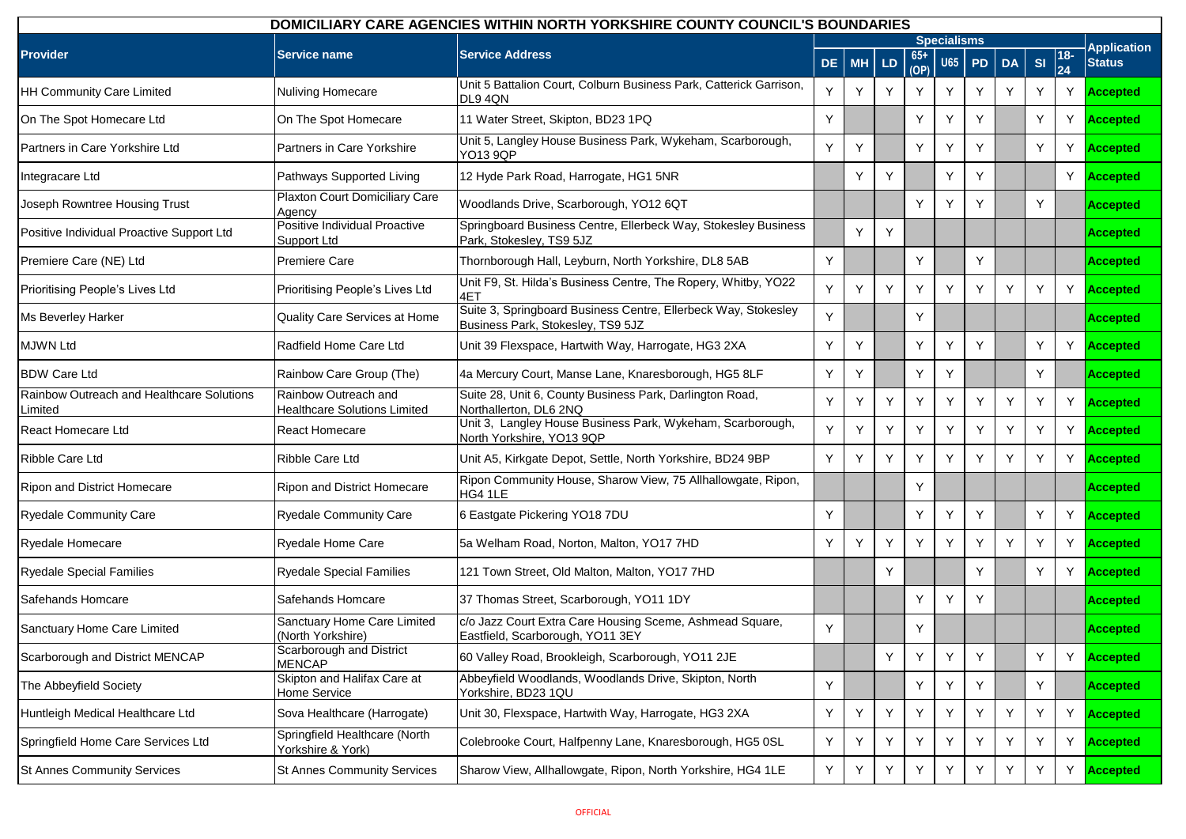| DOMICILIARY CARE AGENCIES WITHIN NORTH YORKSHIRE COUNTY COUNCIL'S BOUNDARIES | | | | | | | | | | | | | |
|---|---|---|---|---|---|---|---|---|---|---|---|---|---|
| Provider | Service name | Service Address | Specialisms | | | | | | | | | | Application Status |
| | | | DE | MH | LD | 65+ (OP) | U65 | PD | DA | SI | 18-24 | |
| HH Community Care Limited | Nuliving Homecare | Unit 5 Battalion Court, Colburn Business Park, Catterick Garrison, DL9 4QN | Y | Y | Y | Y | Y | Y | Y | Y | Y | Accepted |
| On The Spot Homecare Ltd | On The Spot Homecare | 11 Water Street, Skipton, BD23 1PQ | Y | | | Y | Y | Y | | Y | Y | Accepted |
| Partners in Care Yorkshire Ltd | Partners in Care Yorkshire | Unit 5, Langley House Business Park, Wykeham, Scarborough, YO13 9QP | Y | Y | | Y | Y | Y | | Y | Y | Accepted |
| Integracare Ltd | Pathways Supported Living | 12 Hyde Park Road, Harrogate, HG1 5NR | | Y | Y | | Y | Y | | | Y | Accepted |
| Joseph Rowntree Housing Trust | Plaxton Court Domiciliary Care Agency | Woodlands Drive, Scarborough, YO12 6QT | | | | Y | Y | Y | | Y | | Accepted |
| Positive Individual Proactive Support Ltd | Positive Individual Proactive Support Ltd | Springboard Business Centre, Ellerbeck Way, Stokesley Business Park, Stokesley, TS9 5JZ | | Y | Y | | | | | | | Accepted |
| Premiere Care (NE) Ltd | Premiere Care | Thornborough Hall, Leyburn, North Yorkshire, DL8 5AB | Y | | | Y | | Y | | | | Accepted |
| Prioritising People's Lives Ltd | Prioritising People's Lives Ltd | Unit F9, St. Hilda's Business Centre, The Ropery, Whitby, YO22 4ET | Y | Y | Y | Y | Y | Y | Y | Y | Y | Accepted |
| Ms Beverley Harker | Quality Care Services at Home | Suite 3, Springboard Business Centre, Ellerbeck Way, Stokesley Business Park, Stokesley, TS9 5JZ | Y | | | Y | | | | | | Accepted |
| MJWN Ltd | Radfield Home Care Ltd | Unit 39 Flexspace, Hartwith Way, Harrogate, HG3 2XA | Y | Y | | Y | Y | Y | | Y | Y | Accepted |
| BDW Care Ltd | Rainbow Care Group (The) | 4a Mercury Court, Manse Lane, Knaresborough, HG5 8LF | Y | Y | | Y | Y | | | Y | | Accepted |
| Rainbow Outreach and Healthcare Solutions Limited | Rainbow Outreach and Healthcare Solutions Limited | Suite 28, Unit 6, County Business Park, Darlington Road, Northallerton, DL6 2NQ | Y | Y | Y | Y | Y | Y | Y | Y | Y | Accepted |
| React Homecare Ltd | React Homecare | Unit 3, Langley House Business Park, Wykeham, Scarborough, North Yorkshire, YO13 9QP | Y | Y | Y | Y | Y | Y | Y | Y | Y | Accepted |
| Ribble Care Ltd | Ribble Care Ltd | Unit A5, Kirkgate Depot, Settle, North Yorkshire, BD24 9BP | Y | Y | Y | Y | Y | Y | Y | Y | Y | Accepted |
| Ripon and District Homecare | Ripon and District Homecare | Ripon Community House, Sharow View, 75 Allhallowgate, Ripon, HG4 1LE | | | | Y | | | | | | Accepted |
| Ryedale Community Care | Ryedale Community Care | 6 Eastgate Pickering YO18 7DU | Y | | | Y | Y | Y | | Y | Y | Accepted |
| Ryedale Homecare | Ryedale Home Care | 5a Welham Road, Norton, Malton, YO17 7HD | Y | Y | Y | Y | Y | Y | Y | Y | Y | Accepted |
| Ryedale Special Families | Ryedale Special Families | 121 Town Street, Old Malton, Malton, YO17 7HD | | | Y | | | Y | | Y | Y | Accepted |
| Safehands Homcare | Safehands Homcare | 37 Thomas Street, Scarborough, YO11 1DY | | | | Y | Y | Y | | | | Accepted |
| Sanctuary Home Care Limited | Sanctuary Home Care Limited (North Yorkshire) | c/o Jazz Court Extra Care Housing Sceme, Ashmead Square, Eastfield, Scarborough, YO11 3EY | Y | | | Y | | | | | | Accepted |
| Scarborough and District MENCAP | Scarborough and District MENCAP | 60 Valley Road, Brookleigh, Scarborough, YO11 2JE | | | Y | Y | Y | Y | | Y | Y | Accepted |
| The Abbeyfield Society | Skipton and Halifax Care at Home Service | Abbeyfield Woodlands, Woodlands Drive, Skipton, North Yorkshire, BD23 1QU | Y | | | Y | Y | Y | | Y | | Accepted |
| Huntleigh Medical Healthcare Ltd | Sova Healthcare (Harrogate) | Unit 30, Flexspace, Hartwith Way, Harrogate, HG3 2XA | Y | Y | Y | Y | Y | Y | Y | Y | Y | Accepted |
| Springfield Home Care Services Ltd | Springfield Healthcare (North Yorkshire & York) | Colebrooke Court, Halfpenny Lane, Knaresborough, HG5 0SL | Y | Y | Y | Y | Y | Y | Y | Y | Y | Accepted |
| St Annes Community Services | St Annes Community Services | Sharow View, Allhallowgate, Ripon, North Yorkshire, HG4 1LE | Y | Y | Y | Y | Y | Y | Y | Y | Y | Accepted |

OFFICIAL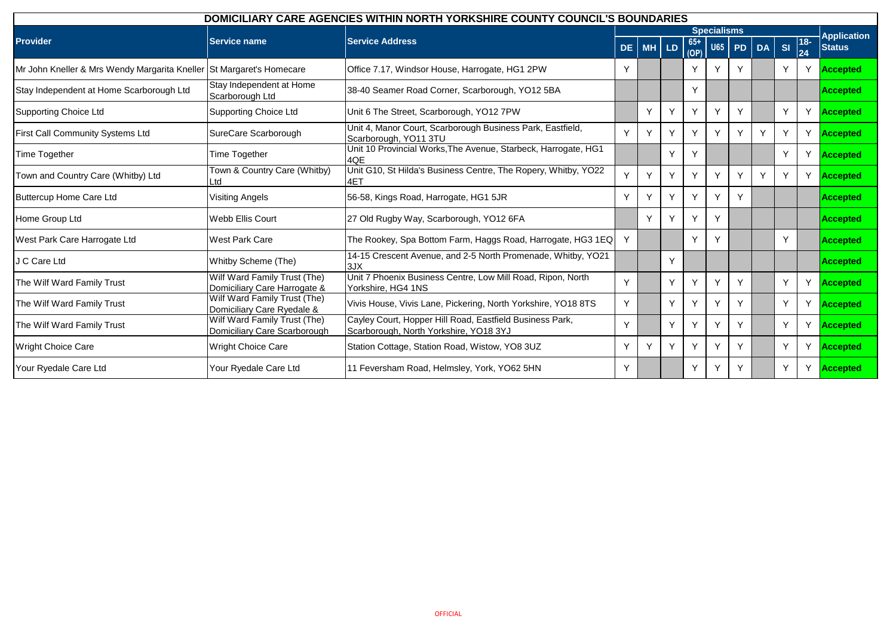| DOMICILIARY CARE AGENCIES WITHIN NORTH YORKSHIRE COUNTY COUNCIL'S BOUNDARIES | | | | | | | | | | | | |
|---|---|---|---|---|---|---|---|---|---|---|---|---|
| Provider | Service name | Service Address | Specialisms | | | | | | | | | Application Status |
| | | | DE | MH | LD | 65+ (OP) | U65 | PD | DA | SI | 18-24 | |
| Mr John Kneller & Mrs Wendy Margarita Kneller | St Margaret's Homecare | Office 7.17, Windsor House, Harrogate, HG1 2PW | Y | | | Y | Y | Y | | Y | Y | Accepted |
| Stay Independent at Home Scarborough Ltd | Stay Independent at Home Scarborough Ltd | 38-40 Seamer Road Corner, Scarborough, YO12 5BA | | | | Y | | | | | | Accepted |
| Supporting Choice Ltd | Supporting Choice Ltd | Unit 6 The Street, Scarborough, YO12 7PW | | Y | Y | Y | Y | Y | | Y | Y | Accepted |
| First Call Community Systems Ltd | SureCare Scarborough | Unit 4, Manor Court, Scarborough Business Park, Eastfield, Scarborough, YO11 3TU | Y | Y | Y | Y | Y | Y | Y | Y | Y | Accepted |
| Time Together | Time Together | Unit 10 Provincial Works,The Avenue, Starbeck, Harrogate, HG1 4QE | | | Y | Y | | | | Y | Y | Accepted |
| Town and Country Care (Whitby) Ltd | Town & Country Care (Whitby) Ltd | Unit G10, St Hilda's Business Centre, The Ropery, Whitby, YO22 4ET | Y | Y | Y | Y | Y | Y | Y | Y | Y | Accepted |
| Buttercup Home Care Ltd | Visiting Angels | 56-58, Kings Road, Harrogate, HG1 5JR | Y | Y | Y | Y | Y | Y | | | | Accepted |
| Home Group Ltd | Webb Ellis Court | 27 Old Rugby Way, Scarborough, YO12 6FA | | Y | Y | Y | Y | | | | | Accepted |
| West Park Care Harrogate Ltd | West Park Care | The Rookey, Spa Bottom Farm, Haggs Road, Harrogate, HG3 1EQ | Y | | | Y | Y | | | Y | | Accepted |
| J C Care Ltd | Whitby Scheme (The) | 14-15 Crescent Avenue, and 2-5 North Promenade, Whitby, YO21 3JX | | | Y | | | | | | | Accepted |
| The Wilf Ward Family Trust | Wilf Ward Family Trust (The) Domiciliary Care Harrogate & | Unit 7 Phoenix Business Centre, Low Mill Road, Ripon, North Yorkshire, HG4 1NS | Y | | Y | Y | Y | Y | | Y | Y | Accepted |
| The Wilf Ward Family Trust | Wilf Ward Family Trust (The) Domiciliary Care Ryedale & | Vivis House, Vivis Lane, Pickering, North Yorkshire, YO18 8TS | Y | | Y | Y | Y | Y | | Y | Y | Accepted |
| The Wilf Ward Family Trust | Wilf Ward Family Trust (The) Domiciliary Care Scarborough | Cayley Court, Hopper Hill Road, Eastfield Business Park, Scarborough, North Yorkshire, YO18 3YJ | Y | | Y | Y | Y | Y | | Y | Y | Accepted |
| Wright Choice Care | Wright Choice Care | Station Cottage, Station Road, Wistow, YO8 3UZ | Y | Y | Y | Y | Y | Y | | Y | Y | Accepted |
| Your Ryedale Care Ltd | Your Ryedale Care Ltd | 11 Feversham Road, Helmsley, York, YO62 5HN | Y | | | Y | Y | Y | | Y | Y | Accepted |

OFFICIAL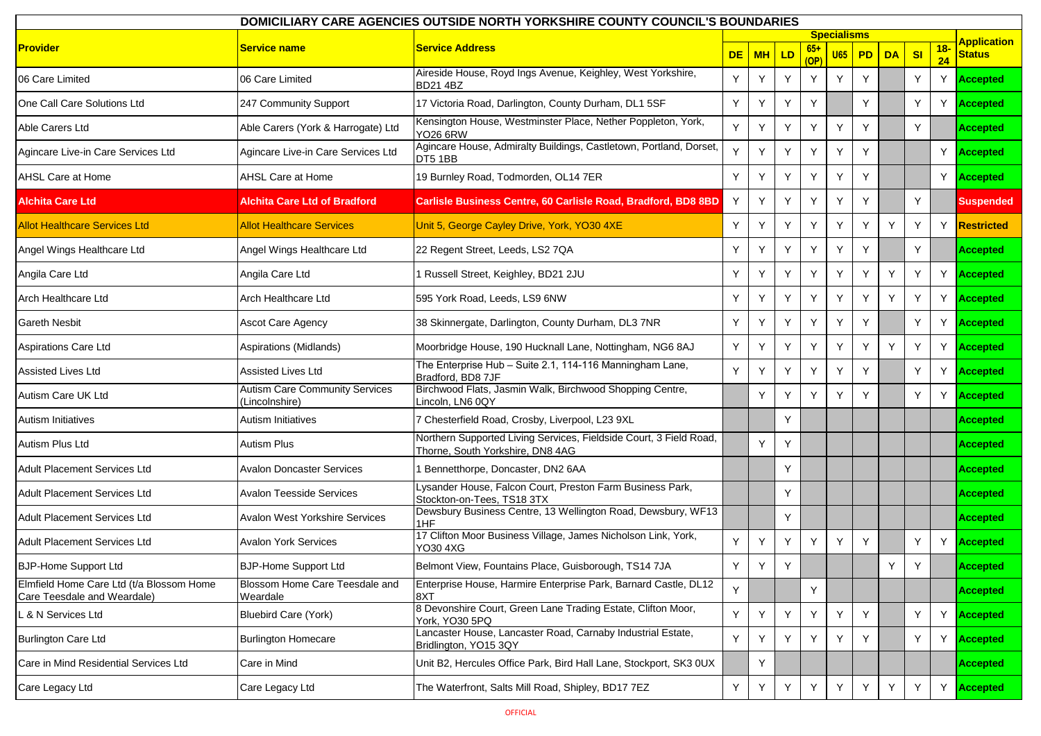| DOMICILIARY CARE AGENCIES OUTSIDE NORTH YORKSHIRE COUNTY COUNCIL'S BOUNDARIES | | | | | | | | | | | | | |
|---|---|---|---|---|---|---|---|---|---|---|---|---|---|
| Provider | Service name | Service Address | Specialisms | | | | | | | | | Application Status |
| | | | DE | MH | LD | 65+ (OP) | U65 | PD | DA | SI | 18-24 | |
| 06 Care Limited | 06 Care Limited | Aireside House, Royd Ings Avenue, Keighley, West Yorkshire, BD21 4BZ | Y | Y | Y | Y | Y | Y | | Y | Y | Accepted |
| One Call Care Solutions Ltd | 247 Community Support | 17 Victoria Road, Darlington, County Durham, DL1 5SF | Y | Y | Y | Y | | Y | | Y | Y | Accepted |
| Able Carers Ltd | Able Carers (York & Harrogate) Ltd | Kensington House, Westminster Place, Nether Poppleton, York, YO26 6RW | Y | Y | Y | Y | Y | Y | | Y | | Accepted |
| Agincare Live-in Care Services Ltd | Agincare Live-in Care Services Ltd | Agincare House, Admiralty Buildings, Castletown, Portland, Dorset, DT5 1BB | Y | Y | Y | Y | Y | Y | | | Y | Accepted |
| AHSL Care at Home | AHSL Care at Home | 19 Burnley Road, Todmorden, OL14 7ER | Y | Y | Y | Y | Y | Y | | | Y | Accepted |
| Alchita Care Ltd | Alchita Care Ltd of Bradford | Carlisle Business Centre, 60 Carlisle Road, Bradford, BD8 8BD | Y | Y | Y | Y | Y | Y | | Y | | Suspended |
| Allot Healthcare Services Ltd | Allot Healthcare Services | Unit 5, George Cayley Drive, York, YO30 4XE | Y | Y | Y | Y | Y | Y | Y | Y | Y | Restricted |
| Angel Wings Healthcare Ltd | Angel Wings Healthcare Ltd | 22 Regent Street, Leeds, LS2 7QA | Y | Y | Y | Y | Y | Y | | Y | | Accepted |
| Angila Care Ltd | Angila Care Ltd | 1 Russell Street, Keighley, BD21 2JU | Y | Y | Y | Y | Y | Y | Y | Y | Y | Accepted |
| Arch Healthcare Ltd | Arch Healthcare Ltd | 595 York Road, Leeds, LS9 6NW | Y | Y | Y | Y | Y | Y | Y | Y | Y | Accepted |
| Gareth Nesbit | Ascot Care Agency | 38 Skinnergate, Darlington, County Durham, DL3 7NR | Y | Y | Y | Y | Y | Y | | Y | Y | Accepted |
| Aspirations Care Ltd | Aspirations (Midlands) | Moorbridge House, 190 Hucknall Lane, Nottingham, NG6 8AJ | Y | Y | Y | Y | Y | Y | Y | Y | Y | Accepted |
| Assisted Lives Ltd | Assisted Lives Ltd | The Enterprise Hub – Suite 2.1, 114-116 Manningham Lane, Bradford, BD8 7JF | Y | Y | Y | Y | Y | Y | | Y | Y | Accepted |
| Autism Care UK Ltd | Autism Care Community Services (Lincolnshire) | Birchwood Flats, Jasmin Walk, Birchwood Shopping Centre, Lincoln, LN6 0QY | | Y | Y | Y | Y | Y | | Y | Y | Accepted |
| Autism Initiatives | Autism Initiatives | 7 Chesterfield Road, Crosby, Liverpool, L23 9XL | | | Y | | | | | | | Accepted |
| Autism Plus Ltd | Autism Plus | Northern Supported Living Services, Fieldside Court, 3 Field Road, Thorne, South Yorkshire, DN8 4AG | | Y | Y | | | | | | | Accepted |
| Adult Placement Services Ltd | Avalon Doncaster Services | 1 Bennetthorpe, Doncaster, DN2 6AA | | | Y | | | | | | | Accepted |
| Adult Placement Services Ltd | Avalon Teesside Services | Lysander House, Falcon Court, Preston Farm Business Park, Stockton-on-Tees, TS18 3TX | | | Y | | | | | | | Accepted |
| Adult Placement Services Ltd | Avalon West Yorkshire Services | Dewsbury Business Centre, 13 Wellington Road, Dewsbury, WF13 1HF | | | Y | | | | | | | Accepted |
| Adult Placement Services Ltd | Avalon York Services | 17 Clifton Moor Business Village, James Nicholson Link, York, YO30 4XG | Y | Y | Y | Y | Y | Y | | Y | Y | Accepted |
| BJP-Home Support Ltd | BJP-Home Support Ltd | Belmont View, Fountains Place, Guisborough, TS14 7JA | Y | Y | Y | | | | Y | Y | | Accepted |
| Elmfield Home Care Ltd (t/a Blossom Home Care Teesdale and Weardale) | Blossom Home Care Teesdale and Weardale | Enterprise House, Harmire Enterprise Park, Barnard Castle, DL12 8XT | Y | | | Y | | | | | | Accepted |
| L & N Services Ltd | Bluebird Care (York) | 8 Devonshire Court, Green Lane Trading Estate, Clifton Moor, York, YO30 5PQ | Y | Y | Y | Y | Y | Y | | Y | Y | Accepted |
| Burlington Care Ltd | Burlington Homecare | Lancaster House, Lancaster Road, Carnaby Industrial Estate, Bridlington, YO15 3QY | Y | Y | Y | Y | Y | Y | | Y | Y | Accepted |
| Care in Mind Residential Services Ltd | Care in Mind | Unit B2, Hercules Office Park, Bird Hall Lane, Stockport, SK3 0UX | | Y | | | | | | | | Accepted |
| Care Legacy Ltd | Care Legacy Ltd | The Waterfront, Salts Mill Road, Shipley, BD17 7EZ | Y | Y | Y | Y | Y | Y | Y | Y | Y | Accepted |

OFFICIAL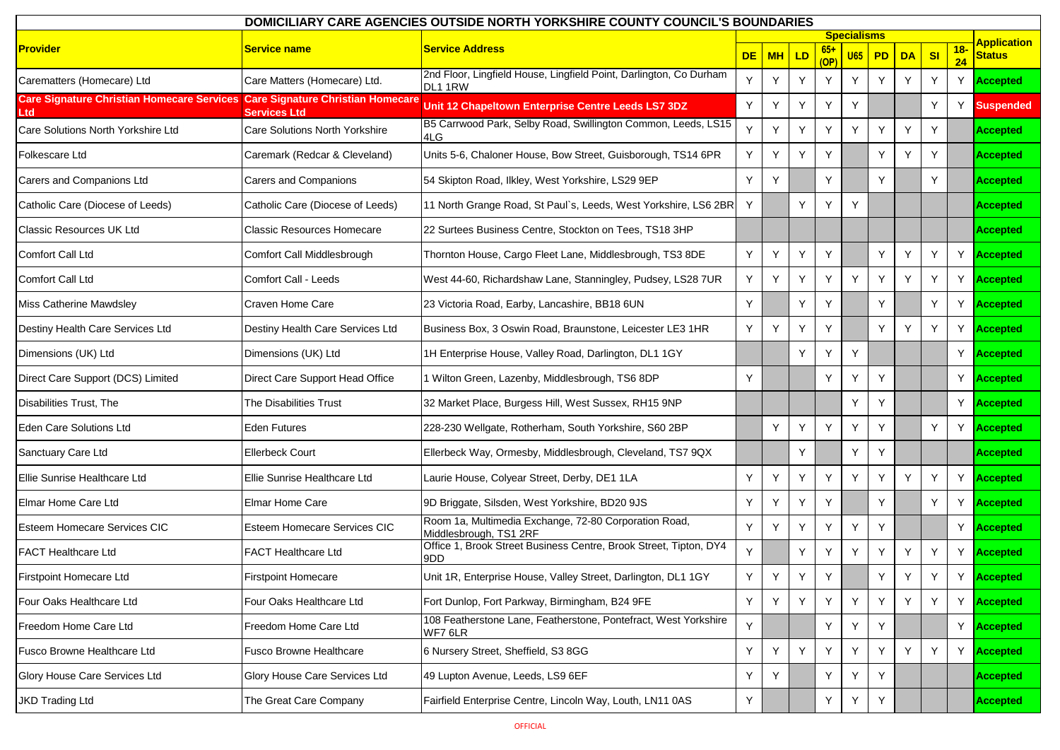| DOMICILIARY CARE AGENCIES OUTSIDE NORTH YORKSHIRE COUNTY COUNCIL'S BOUNDARIES | | | | | | | | | | | | | |
|---|---|---|---|---|---|---|---|---|---|---|---|---|---|
| **Provider** | **Service name** | **Service Address** | **Specialisms** | | | | | | | | | **Application Status** |
| | | | **DE** | **MH** | **LD** | **65+ (OP)** | **U65** | **PD** | **DA** | **SI** | **18-24** | |
| Carematters (Homecare) Ltd | Care Matters (Homecare) Ltd. | 2nd Floor, Lingfield House, Lingfield Point, Darlington, Co Durham DL1 1RW | Y | Y | Y | Y | Y | Y | Y | Y | Y | **Accepted** |
| **Care Signature Christian Homecare Services Ltd** | **Care Signature Christian Homecare Services Ltd** | **Unit 12 Chapeltown Enterprise Centre Leeds LS7 3DZ** | Y | Y | Y | Y | Y | | | Y | Y | **Suspended** |
| Care Solutions North Yorkshire Ltd | Care Solutions North Yorkshire | B5 Carrwood Park, Selby Road, Swillington Common, Leeds, LS15 4LG | Y | Y | Y | Y | Y | Y | Y | Y | | **Accepted** |
| Folkescare Ltd | Caremark (Redcar & Cleveland) | Units 5-6, Chaloner House, Bow Street, Guisborough, TS14 6PR | Y | Y | Y | Y | | Y | Y | Y | | **Accepted** |
| Carers and Companions Ltd | Carers and Companions | 54 Skipton Road, Ilkley, West Yorkshire, LS29 9EP | Y | Y | | Y | | Y | | Y | | **Accepted** |
| Catholic Care (Diocese of Leeds) | Catholic Care (Diocese of Leeds) | 11 North Grange Road, St Paul`s, Leeds, West Yorkshire, LS6 2BR | Y | | Y | Y | Y | | | | | **Accepted** |
| Classic Resources UK Ltd | Classic Resources Homecare | 22 Surtees Business Centre, Stockton on Tees, TS18 3HP | | | | | | | | | | **Accepted** |
| Comfort Call Ltd | Comfort Call Middlesbrough | Thornton House, Cargo Fleet Lane, Middlesbrough, TS3 8DE | Y | Y | Y | Y | | Y | Y | Y | Y | **Accepted** |
| Comfort Call Ltd | Comfort Call - Leeds | West 44-60, Richardshaw Lane, Stanningley, Pudsey, LS28 7UR | Y | Y | Y | Y | Y | Y | Y | Y | Y | **Accepted** |
| Miss Catherine Mawdsley | Craven Home Care | 23 Victoria Road, Earby, Lancashire, BB18 6UN | Y | | Y | Y | | Y | | Y | Y | **Accepted** |
| Destiny Health Care Services Ltd | Destiny Health Care Services Ltd | Business Box, 3 Oswin Road, Braunstone, Leicester LE3 1HR | Y | Y | Y | Y | | Y | Y | Y | Y | **Accepted** |
| Dimensions (UK) Ltd | Dimensions (UK) Ltd | 1H Enterprise House, Valley Road, Darlington, DL1 1GY | | | Y | Y | Y | | | | Y | **Accepted** |
| Direct Care Support (DCS) Limited | Direct Care Support Head Office | 1 Wilton Green, Lazenby, Middlesbrough, TS6 8DP | Y | | | Y | Y | Y | | | Y | **Accepted** |
| Disabilities Trust, The | The Disabilities Trust | 32 Market Place, Burgess Hill, West Sussex, RH15 9NP | | | | | Y | Y | | | Y | **Accepted** |
| Eden Care Solutions Ltd | Eden Futures | 228-230 Wellgate, Rotherham, South Yorkshire, S60 2BP | | Y | Y | Y | Y | Y | | Y | Y | **Accepted** |
| Sanctuary Care Ltd | Ellerbeck Court | Ellerbeck Way, Ormesby, Middlesbrough, Cleveland, TS7 9QX | | | Y | | Y | Y | | | | **Accepted** |
| Ellie Sunrise Healthcare Ltd | Ellie Sunrise Healthcare Ltd | Laurie House, Colyear Street, Derby, DE1 1LA | Y | Y | Y | Y | Y | Y | Y | Y | Y | **Accepted** |
| Elmar Home Care Ltd | Elmar Home Care | 9D Briggate, Silsden, West Yorkshire, BD20 9JS | Y | Y | Y | Y | | Y | | Y | Y | **Accepted** |
| Esteem Homecare Services CIC | Esteem Homecare Services CIC | Room 1a, Multimedia Exchange, 72-80 Corporation Road, Middlesbrough, TS1 2RF | Y | Y | Y | Y | Y | Y | | | Y | **Accepted** |
| FACT Healthcare Ltd | FACT Healthcare Ltd | Office 1, Brook Street Business Centre, Brook Street, Tipton, DY4 9DD | Y | | Y | Y | Y | Y | Y | Y | Y | **Accepted** |
| Firstpoint Homecare Ltd | Firstpoint Homecare | Unit 1R, Enterprise House, Valley Street, Darlington, DL1 1GY | Y | Y | Y | Y | | Y | Y | Y | Y | **Accepted** |
| Four Oaks Healthcare Ltd | Four Oaks Healthcare Ltd | Fort Dunlop, Fort Parkway, Birmingham, B24 9FE | Y | Y | Y | Y | Y | Y | Y | Y | Y | **Accepted** |
| Freedom Home Care Ltd | Freedom Home Care Ltd | 108 Featherstone Lane, Featherstone, Pontefract, West Yorkshire WF7 6LR | Y | | | Y | Y | Y | | | Y | **Accepted** |
| Fusco Browne Healthcare Ltd | Fusco Browne Healthcare | 6 Nursery Street, Sheffield, S3 8GG | Y | Y | Y | Y | Y | Y | Y | Y | Y | **Accepted** |
| Glory House Care Services Ltd | Glory House Care Services Ltd | 49 Lupton Avenue, Leeds, LS9 6EF | Y | Y | | Y | Y | Y | | | | **Accepted** |
| JKD Trading Ltd | The Great Care Company | Fairfield Enterprise Centre, Lincoln Way, Louth, LN11 0AS | Y | | | Y | Y | Y | | | | **Accepted** |

OFFICIAL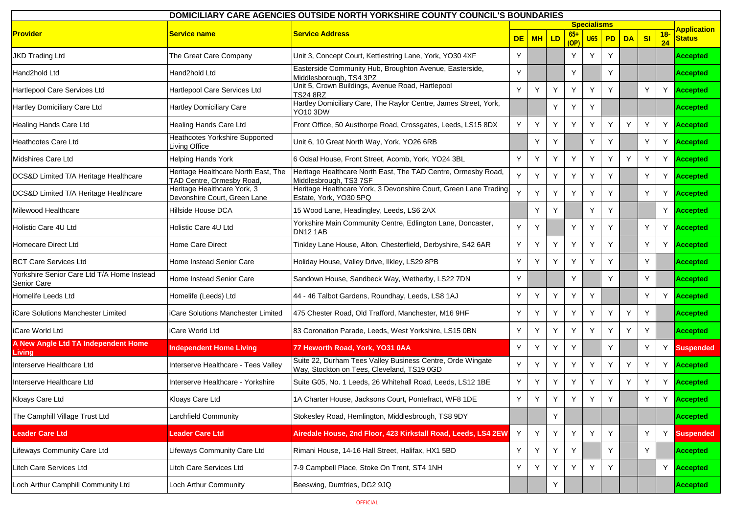| DOMICILIARY CARE AGENCIES OUTSIDE NORTH YORKSHIRE COUNTY COUNCIL'S BOUNDARIES | | | | | | | | | | | | |
|---|---|---|---|---|---|---|---|---|---|---|---|---|
| **Provider** | **Service name** | **Service Address** | **Specialisms** | | | | | | | | | **Application Status** |
| | | | **DE** | **MH** | **LD** | **65+ (OP)** | **U65** | **PD** | **DA** | **SI** | **18-24** | |
| JKD Trading Ltd | The Great Care Company | Unit 3, Concept Court, Kettlestring Lane, York, YO30 4XF | Y | | | Y | Y | Y | | | | **Accepted** |
| Hand2hold Ltd | Hand2hold Ltd | Easterside Community Hub, Broughton Avenue, Easterside, Middlesborough, TS4 3PZ | Y | | | Y | | Y | | | | **Accepted** |
| Hartlepool Care Services Ltd | Hartlepool Care Services Ltd | Unit 5, Crown Buildings, Avenue Road, Hartlepool TS24 8RZ | Y | Y | Y | Y | Y | Y | | Y | Y | **Accepted** |
| Hartley Domiciliary Care Ltd | Hartley Domiciliary Care | Hartley Domiciliary Care, The Raylor Centre, James Street, York, YO10 3DW | | | Y | Y | Y | | | | | **Accepted** |
| Healing Hands Care Ltd | Healing Hands Care Ltd | Front Office, 50 Austhorpe Road, Crossgates, Leeds, LS15 8DX | Y | Y | Y | Y | Y | Y | Y | Y | Y | **Accepted** |
| Heathcotes Care Ltd | Heathcotes Yorkshire Supported Living Office | Unit 6, 10 Great North Way, York, YO26 6RB | | Y | Y | | Y | Y | | Y | Y | **Accepted** |
| Midshires Care Ltd | Helping Hands York | 6 Odsal House, Front Street, Acomb, York, YO24 3BL | Y | Y | Y | Y | Y | Y | Y | Y | Y | **Accepted** |
| DCS&D Limited T/A Heritage Healthcare | Heritage Healthcare North East, The TAD Centre, Ormesby Road, | Heritage Healthcare North East, The TAD Centre, Ormesby Road, Middlesbrough, TS3 7SF | Y | Y | Y | Y | Y | Y | | Y | Y | **Accepted** |
| DCS&D Limited T/A Heritage Healthcare | Heritage Healthcare York, 3 Devonshire Court, Green Lane | Heritage Healthcare York, 3 Devonshire Court, Green Lane Trading Estate, York, YO30 5PQ | Y | Y | Y | Y | Y | Y | | Y | Y | **Accepted** |
| Milewood Healthcare | Hillside House DCA | 15 Wood Lane, Headingley, Leeds, LS6 2AX | | Y | Y | | Y | Y | | | Y | **Accepted** |
| Holistic Care 4U Ltd | Holistic Care 4U Ltd | Yorkshire Main Community Centre, Edlington Lane, Doncaster, DN12 1AB | Y | Y | | Y | Y | Y | | Y | Y | **Accepted** |
| Homecare Direct Ltd | Home Care Direct | Tinkley Lane House, Alton, Chesterfield, Derbyshire, S42 6AR | Y | Y | Y | Y | Y | Y | | Y | Y | **Accepted** |
| BCT Care Services Ltd | Home Instead Senior Care | Holiday House, Valley Drive, Ilkley, LS29 8PB | Y | Y | Y | Y | Y | Y | | Y | | **Accepted** |
| Yorkshire Senior Care Ltd T/A Home Instead Senior Care | Home Instead Senior Care | Sandown House, Sandbeck Way, Wetherby, LS22 7DN | Y | | | Y | | Y | | Y | | **Accepted** |
| Homelife Leeds Ltd | Homelife (Leeds) Ltd | 44 - 46 Talbot Gardens, Roundhay, Leeds, LS8 1AJ | Y | Y | Y | Y | Y | | | Y | Y | **Accepted** |
| iCare Solutions Manchester Limited | iCare Solutions Manchester Limited | 475 Chester Road, Old Trafford, Manchester, M16 9HF | Y | Y | Y | Y | Y | Y | Y | Y | | **Accepted** |
| iCare World Ltd | iCare World Ltd | 83 Coronation Parade, Leeds, West Yorkshire, LS15 0BN | Y | Y | Y | Y | Y | Y | Y | Y | | **Accepted** |
| **A New Angle Ltd TA Independent Home Living** | **Independent Home Living** | **77 Heworth Road, York, YO31 0AA** | Y | Y | Y | Y | | Y | | Y | Y | **Suspended** |
| Interserve Healthcare Ltd | Interserve Healthcare - Tees Valley | Suite 22, Durham Tees Valley Business Centre, Orde Wingate Way, Stockton on Tees, Cleveland, TS19 0GD | Y | Y | Y | Y | Y | Y | Y | Y | Y | **Accepted** |
| Interserve Healthcare Ltd | Interserve Healthcare - Yorkshire | Suite G05, No. 1 Leeds, 26 Whitehall Road, Leeds, LS12 1BE | Y | Y | Y | Y | Y | Y | Y | Y | Y | **Accepted** |
| Kloays Care Ltd | Kloays Care Ltd | 1A Charter House, Jacksons Court, Pontefract, WF8 1DE | Y | Y | Y | Y | Y | Y | | Y | Y | **Accepted** |
| The Camphill Village Trust Ltd | Larchfield Community | Stokesley Road, Hemlington, Middlesbrough, TS8 9DY | | | Y | | | | | | | **Accepted** |
| **Leader Care Ltd** | **Leader Care Ltd** | **Airedale House, 2nd Floor, 423 Kirkstall Road, Leeds, LS4 2EW** | Y | Y | Y | Y | Y | Y | | Y | Y | **Suspended** |
| Lifeways Community Care Ltd | Lifeways Community Care Ltd | Rimani House, 14-16 Hall Street, Halifax, HX1 5BD | Y | Y | Y | Y | | Y | | Y | | **Accepted** |
| Litch Care Services Ltd | Litch Care Services Ltd | 7-9 Campbell Place, Stoke On Trent, ST4 1NH | Y | Y | Y | Y | Y | Y | | | Y | **Accepted** |
| Loch Arthur Camphill Community Ltd | Loch Arthur Community | Beeswing, Dumfries, DG2 9JQ | | | Y | | | | | | | **Accepted** |

OFFICIAL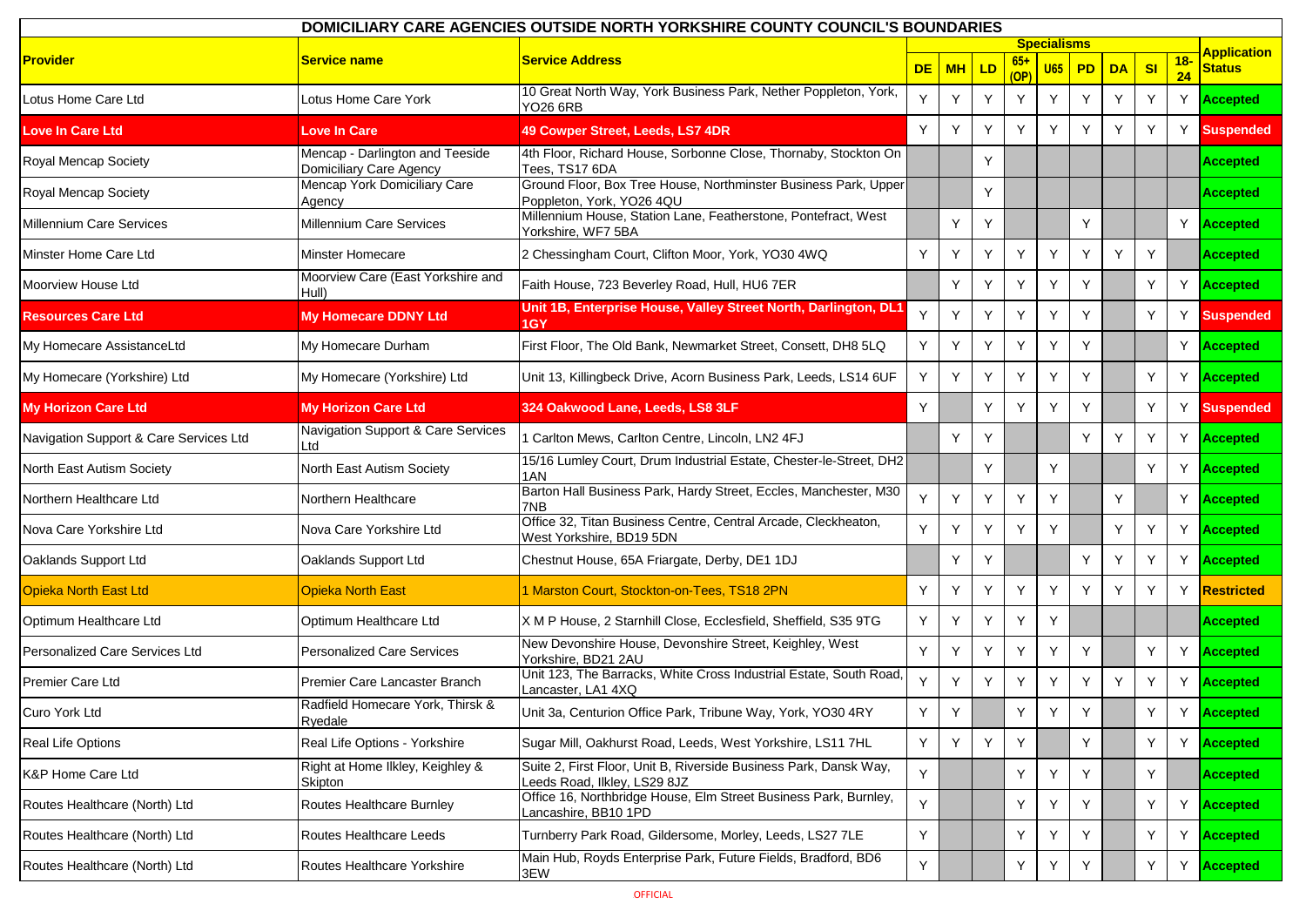| DOMICILIARY CARE AGENCIES OUTSIDE NORTH YORKSHIRE COUNTY COUNCIL'S BOUNDARIES | | | | | | | | | | | | |
|---|---|---|---|---|---|---|---|---|---|---|---|---|
| Provider | Service name | Service Address | Specialisms | | | | | | | | | Application Status |
| | | | DE | MH | LD | 65+ (OP) | U65 | PD | DA | SI | 18-24 | |
| Lotus Home Care Ltd | Lotus Home Care York | 10 Great North Way, York Business Park, Nether Poppleton, York, YO26 6RB | Y | Y | Y | Y | Y | Y | Y | Y | Y | Accepted |
| Love In Care Ltd | Love In Care | 49 Cowper Street, Leeds, LS7 4DR | Y | Y | Y | Y | Y | Y | Y | Y | Y | Suspended |
| Royal Mencap Society | Mencap - Darlington and Teeside Domiciliary Care Agency | 4th Floor, Richard House, Sorbonne Close, Thornaby, Stockton On Tees, TS17 6DA | | | Y | | | | | | | Accepted |
| Royal Mencap Society | Mencap York Domiciliary Care Agency | Ground Floor, Box Tree House, Northminster Business Park, Upper Poppleton, York, YO26 4QU | | | Y | | | | | | | Accepted |
| Millennium Care Services | Millennium Care Services | Millennium House, Station Lane, Featherstone, Pontefract, West Yorkshire, WF7 5BA | | Y | Y | | | Y | | | Y | Accepted |
| Minster Home Care Ltd | Minster Homecare | 2 Chessingham Court, Clifton Moor, York, YO30 4WQ | Y | Y | Y | Y | Y | Y | Y | Y | | Accepted |
| Moorview House Ltd | Moorview Care (East Yorkshire and Hull) | Faith House, 723 Beverley Road, Hull, HU6 7ER | | Y | Y | Y | Y | Y | | Y | Y | Accepted |
| Resources Care Ltd | My Homecare DDNY Ltd | Unit 1B, Enterprise House, Valley Street North, Darlington, DL1 1GY | Y | Y | Y | Y | Y | Y | | Y | Y | Suspended |
| My Homecare AssistanceLtd | My Homecare Durham | First Floor, The Old Bank, Newmarket Street, Consett, DH8 5LQ | Y | Y | Y | Y | Y | Y | | | Y | Accepted |
| My Homecare (Yorkshire) Ltd | My Homecare (Yorkshire) Ltd | Unit 13, Killingbeck Drive, Acorn Business Park, Leeds, LS14 6UF | Y | Y | Y | Y | Y | Y | | Y | Y | Accepted |
| My Horizon Care Ltd | My Horizon Care Ltd | 324 Oakwood Lane, Leeds, LS8 3LF | Y | | Y | Y | Y | Y | | Y | Y | Suspended |
| Navigation Support & Care Services Ltd | Navigation Support & Care Services Ltd | 1 Carlton Mews, Carlton Centre, Lincoln, LN2 4FJ | | Y | Y | | | Y | Y | Y | Y | Accepted |
| North East Autism Society | North East Autism Society | 15/16 Lumley Court, Drum Industrial Estate, Chester-le-Street, DH2 1AN | | | Y | | Y | | | Y | Y | Accepted |
| Northern Healthcare Ltd | Northern Healthcare | Barton Hall Business Park, Hardy Street, Eccles, Manchester, M30 7NB | Y | Y | Y | Y | Y | | Y | | Y | Accepted |
| Nova Care Yorkshire Ltd | Nova Care Yorkshire Ltd | Office 32, Titan Business Centre, Central Arcade, Cleckheaton, West Yorkshire, BD19 5DN | Y | Y | Y | Y | Y | | Y | Y | Y | Accepted |
| Oaklands Support Ltd | Oaklands Support Ltd | Chestnut House, 65A Friargate, Derby, DE1 1DJ | | Y | Y | | | Y | Y | Y | Y | Accepted |
| Opieka North East Ltd | Opieka North East | 1 Marston Court, Stockton-on-Tees, TS18 2PN | Y | Y | Y | Y | Y | Y | Y | Y | Y | Restricted |
| Optimum Healthcare Ltd | Optimum Healthcare Ltd | X M P House, 2 Starnhill Close, Ecclesfield, Sheffield, S35 9TG | Y | Y | Y | Y | Y | | | | | Accepted |
| Personalized Care Services Ltd | Personalized Care Services | New Devonshire House, Devonshire Street, Keighley, West Yorkshire, BD21 2AU | Y | Y | Y | Y | Y | Y | | Y | Y | Accepted |
| Premier Care Ltd | Premier Care Lancaster Branch | Unit 123, The Barracks, White Cross Industrial Estate, South Road, Lancaster, LA1 4XQ | Y | Y | Y | Y | Y | Y | Y | Y | Y | Accepted |
| Curo York Ltd | Radfield Homecare York, Thirsk & Ryedale | Unit 3a, Centurion Office Park, Tribune Way, York, YO30 4RY | Y | Y | | Y | Y | Y | | Y | Y | Accepted |
| Real Life Options | Real Life Options - Yorkshire | Sugar Mill, Oakhurst Road, Leeds, West Yorkshire, LS11 7HL | Y | Y | Y | Y | | Y | | Y | Y | Accepted |
| K&P Home Care Ltd | Right at Home Ilkley, Keighley & Skipton | Suite 2, First Floor, Unit B, Riverside Business Park, Dansk Way, Leeds Road, Ilkley, LS29 8JZ | Y | | | Y | Y | Y | | Y | | Accepted |
| Routes Healthcare (North) Ltd | Routes Healthcare Burnley | Office 16, Northbridge House, Elm Street Business Park, Burnley, Lancashire, BB10 1PD | Y | | | Y | Y | Y | | Y | Y | Accepted |
| Routes Healthcare (North) Ltd | Routes Healthcare Leeds | Turnberry Park Road, Gildersome, Morley, Leeds, LS27 7LE | Y | | | Y | Y | Y | | Y | Y | Accepted |
| Routes Healthcare (North) Ltd | Routes Healthcare Yorkshire | Main Hub, Royds Enterprise Park, Future Fields, Bradford, BD6 3EW | Y | | | Y | Y | Y | | Y | Y | Accepted |

OFFICIAL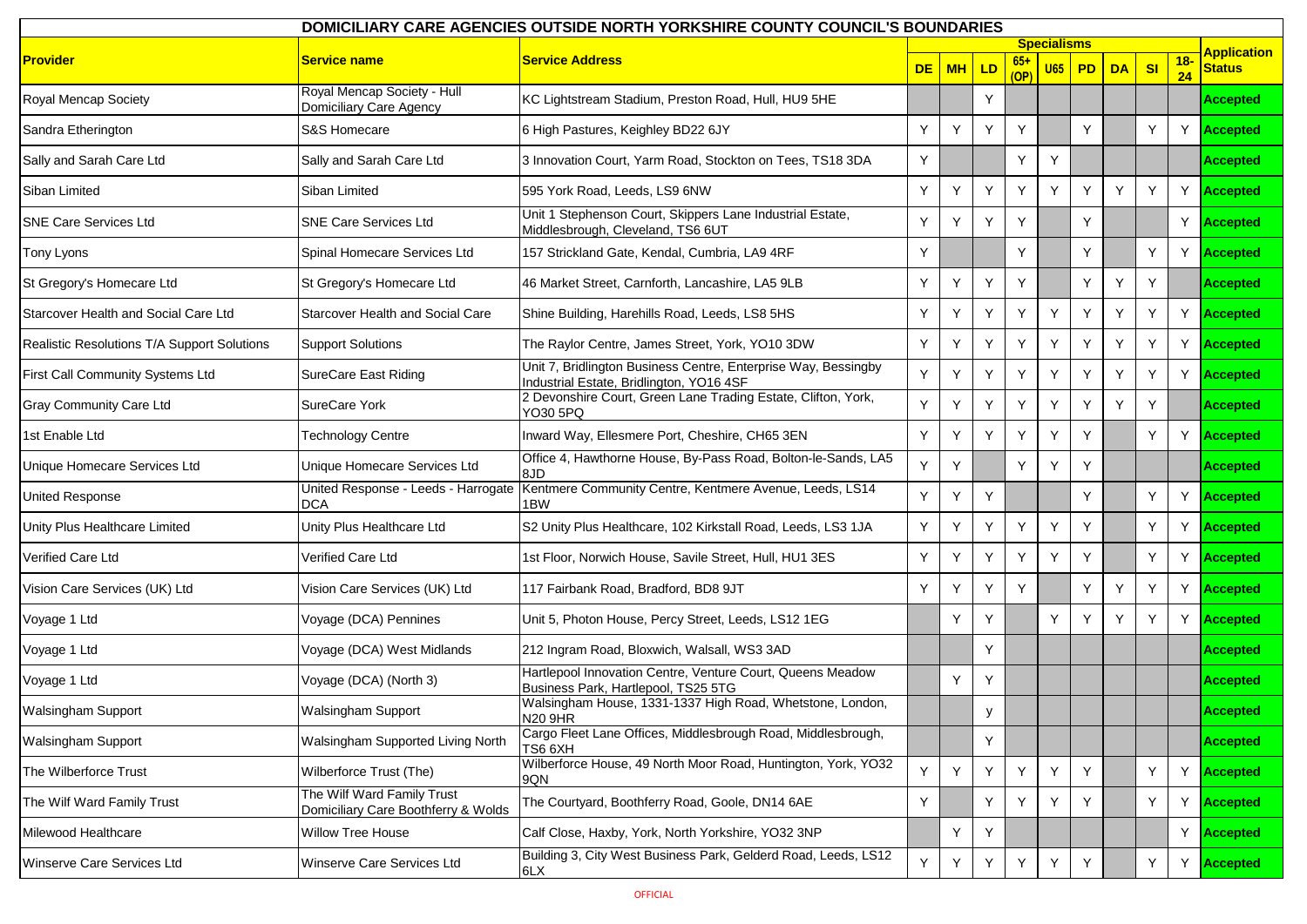| DOMICILIARY CARE AGENCIES OUTSIDE NORTH YORKSHIRE COUNTY COUNCIL'S BOUNDARIES | | | | | | | | | | | | |
|---|---|---|---|---|---|---|---|---|---|---|---|---|
| **Provider** | **Service name** | **Service Address** | **Specialisms** | | | | | | | | | **Application Status** |
| | | | **DE** | **MH** | **LD** | **65+ (OP)** | **U65** | **PD** | **DA** | **SI** | **18-24** | |
| Royal Mencap Society | Royal Mencap Society - Hull Domiciliary Care Agency | KC Lightstream Stadium, Preston Road, Hull, HU9 5HE | | | Y | | | | | | | **Accepted** |
| Sandra Etherington | S&S Homecare | 6 High Pastures, Keighley BD22 6JY | Y | Y | Y | Y | | Y | | Y | Y | **Accepted** |
| Sally and Sarah Care Ltd | Sally and Sarah Care Ltd | 3 Innovation Court, Yarm Road, Stockton on Tees, TS18 3DA | Y | | | Y | Y | | | | | **Accepted** |
| Siban Limited | Siban Limited | 595 York Road, Leeds, LS9 6NW | Y | Y | Y | Y | Y | Y | Y | Y | Y | **Accepted** |
| SNE Care Services Ltd | SNE Care Services Ltd | Unit 1 Stephenson Court, Skippers Lane Industrial Estate, Middlesbrough, Cleveland, TS6 6UT | Y | Y | Y | Y | | Y | | | Y | **Accepted** |
| Tony Lyons | Spinal Homecare Services Ltd | 157 Strickland Gate, Kendal, Cumbria, LA9 4RF | Y | | | Y | | Y | | Y | Y | **Accepted** |
| St Gregory's Homecare Ltd | St Gregory's Homecare Ltd | 46 Market Street, Carnforth, Lancashire, LA5 9LB | Y | Y | Y | Y | | Y | Y | Y | | **Accepted** |
| Starcover Health and Social Care Ltd | Starcover Health and Social Care | Shine Building, Harehills Road, Leeds, LS8 5HS | Y | Y | Y | Y | Y | Y | Y | Y | Y | **Accepted** |
| Realistic Resolutions T/A Support Solutions | Support Solutions | The Raylor Centre, James Street, York, YO10 3DW | Y | Y | Y | Y | Y | Y | Y | Y | Y | **Accepted** |
| First Call Community Systems Ltd | SureCare East Riding | Unit 7, Bridlington Business Centre, Enterprise Way, Bessingby Industrial Estate, Bridlington, YO16 4SF | Y | Y | Y | Y | Y | Y | Y | Y | Y | **Accepted** |
| Gray Community Care Ltd | SureCare York | 2 Devonshire Court, Green Lane Trading Estate, Clifton, York, YO30 5PQ | Y | Y | Y | Y | Y | Y | Y | Y | | **Accepted** |
| 1st Enable Ltd | Technology Centre | Inward Way, Ellesmere Port, Cheshire, CH65 3EN | Y | Y | Y | Y | Y | Y | | Y | Y | **Accepted** |
| Unique Homecare Services Ltd | Unique Homecare Services Ltd | Office 4, Hawthorne House, By-Pass Road, Bolton-le-Sands, LA5 8JD | Y | Y | | Y | Y | Y | | | | **Accepted** |
| United Response | United Response - Leeds - Harrogate DCA | Kentmere Community Centre, Kentmere Avenue, Leeds, LS14 1BW | Y | Y | Y | | | Y | | Y | Y | **Accepted** |
| Unity Plus Healthcare Limited | Unity Plus Healthcare Ltd | S2 Unity Plus Healthcare, 102 Kirkstall Road, Leeds, LS3 1JA | Y | Y | Y | Y | Y | Y | | Y | Y | **Accepted** |
| Verified Care Ltd | Verified Care Ltd | 1st Floor, Norwich House, Savile Street, Hull, HU1 3ES | Y | Y | Y | Y | Y | Y | | Y | Y | **Accepted** |
| Vision Care Services (UK) Ltd | Vision Care Services (UK) Ltd | 117 Fairbank Road, Bradford, BD8 9JT | Y | Y | Y | Y | | Y | Y | Y | Y | **Accepted** |
| Voyage 1 Ltd | Voyage (DCA) Pennines | Unit 5, Photon House, Percy Street, Leeds, LS12 1EG | | Y | Y | | Y | Y | Y | Y | Y | **Accepted** |
| Voyage 1 Ltd | Voyage (DCA) West Midlands | 212 Ingram Road, Bloxwich, Walsall, WS3 3AD | | | Y | | | | | | | **Accepted** |
| Voyage 1 Ltd | Voyage (DCA) (North 3) | Hartlepool Innovation Centre, Venture Court, Queens Meadow Business Park, Hartlepool, TS25 5TG | | Y | Y | | | | | | | **Accepted** |
| Walsingham Support | Walsingham Support | Walsingham House, 1331-1337 High Road, Whetstone, London, N20 9HR | | | y | | | | | | | **Accepted** |
| Walsingham Support | Walsingham Supported Living North | Cargo Fleet Lane Offices, Middlesbrough Road, Middlesbrough, TS6 6XH | | | Y | | | | | | | **Accepted** |
| The Wilberforce Trust | Wilberforce Trust (The) | Wilberforce House, 49 North Moor Road, Huntington, York, YO32 9QN | Y | Y | Y | Y | Y | Y | | Y | Y | **Accepted** |
| The Wilf Ward Family Trust | The Wilf Ward Family Trust Domiciliary Care Boothferry & Wolds | The Courtyard, Boothferry Road, Goole, DN14 6AE | Y | | Y | Y | Y | Y | | Y | Y | **Accepted** |
| Milewood Healthcare | Willow Tree House | Calf Close, Haxby, York, North Yorkshire, YO32 3NP | | Y | Y | | | | | | Y | **Accepted** |
| Winserve Care Services Ltd | Winserve Care Services Ltd | Building 3, City West Business Park, Gelderd Road, Leeds, LS12 6LX | Y | Y | Y | Y | Y | Y | | Y | Y | **Accepted** |

OFFICIAL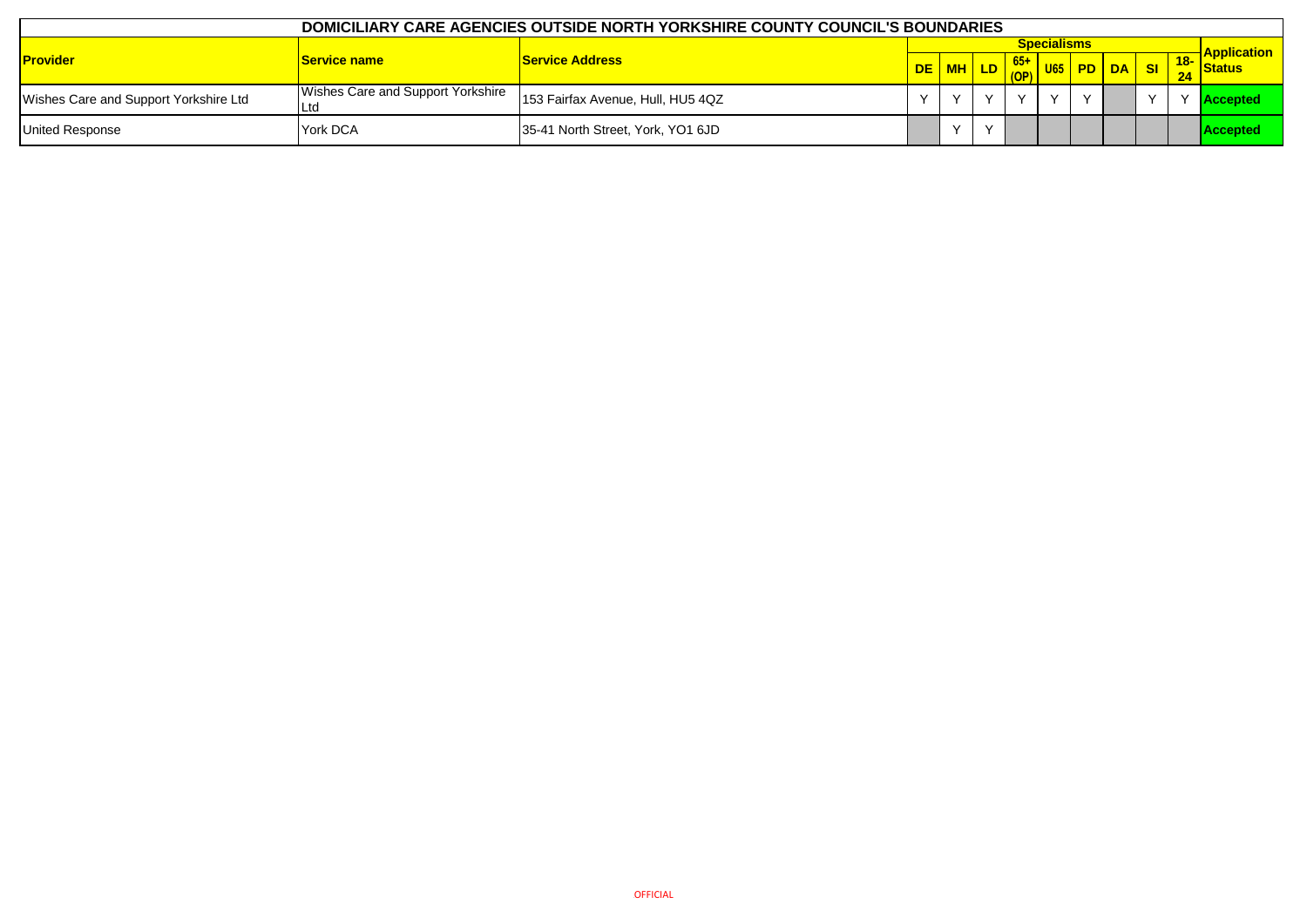# DOMICILIARY CARE AGENCIES OUTSIDE NORTH YORKSHIRE COUNTY COUNCIL'S BOUNDARIES

| Provider | Service name | Service Address | Specialisms | | | | | | | | | Application Status |
|---|---|---|---|---|---|---|---|---|---|---|---|---|
| | | | DE | MH | LD | 65+ (OP) | U65 | PD | DA | SI | 18-24 | |
| Wishes Care and Support Yorkshire Ltd | Wishes Care and Support Yorkshire Ltd | 153 Fairfax Avenue, Hull, HU5 4QZ | Y | Y | Y | Y | Y | Y | | Y | Y | Accepted |
| United Response | York DCA | 35-41 North Street, York, YO1 6JD | | Y | Y | | | | | | | Accepted |

OFFICIAL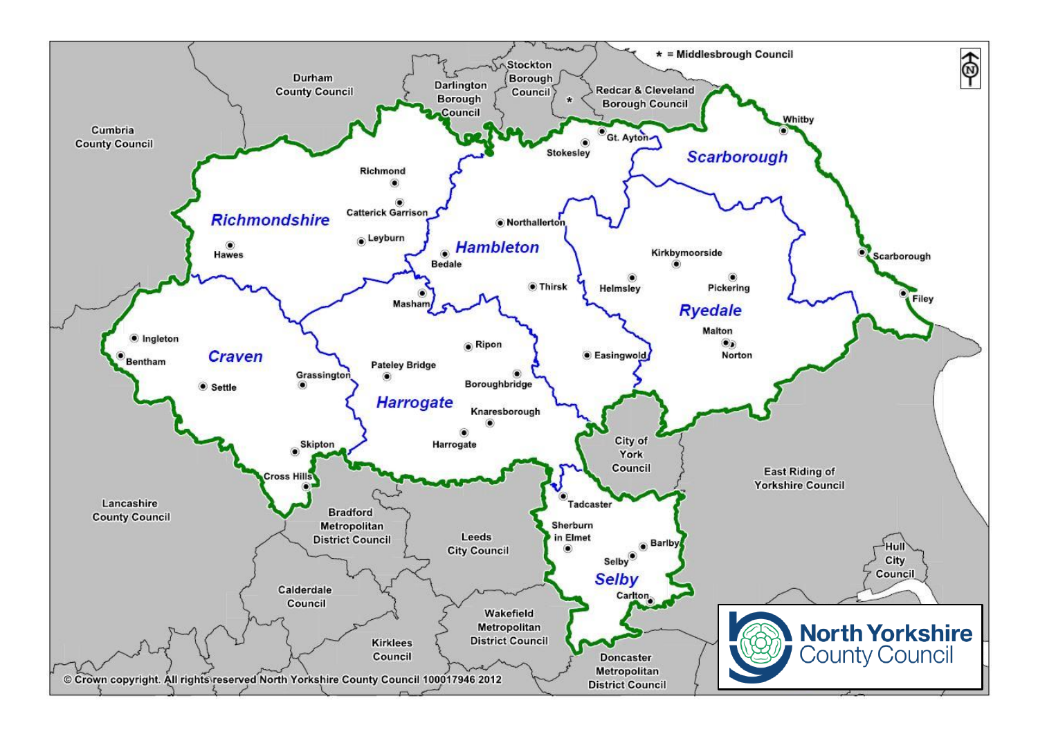\* = Middlesbrough Council

Durham County Council

Darlington Borough Council

Stockton Borough Council

Redcar & Cleveland Borough Council

Cumbria County Council

Richmondshire

Richmond

Catterick Garrison

Leyburn

Hawes

Hambleton

Northallerton

Bedale

Thirsk

Easingwold

Stokesley

Gt. Ayton

Scarborough

Whitby

Scarborough

Filey

Ryedale

Kirkbymoorside

Helmsley

Pickering

Malton

Norton

Craven

Ingleton

Bentham

Settle

Grassington

Skipton

Cross Hills

Harrogate

Masham

Ripon

Pateley Bridge

Boroughbridge

Knaresborough

Harrogate

City of York Council

East Riding of Yorkshire Council

Selby

Tadcaster

Sherburn in Elmet

Barlby

Selby

Carlton

Lancashire County Council

Bradford Metropolitan District Council

Leeds City Council

Calderdale Council

Kirklees Council

Wakefield Metropolitan District Council

Doncaster Metropolitan District Council

Hull City Council

North Yorkshire County Council

© Crown copyright. All rights reserved North Yorkshire County Council 100017946 2012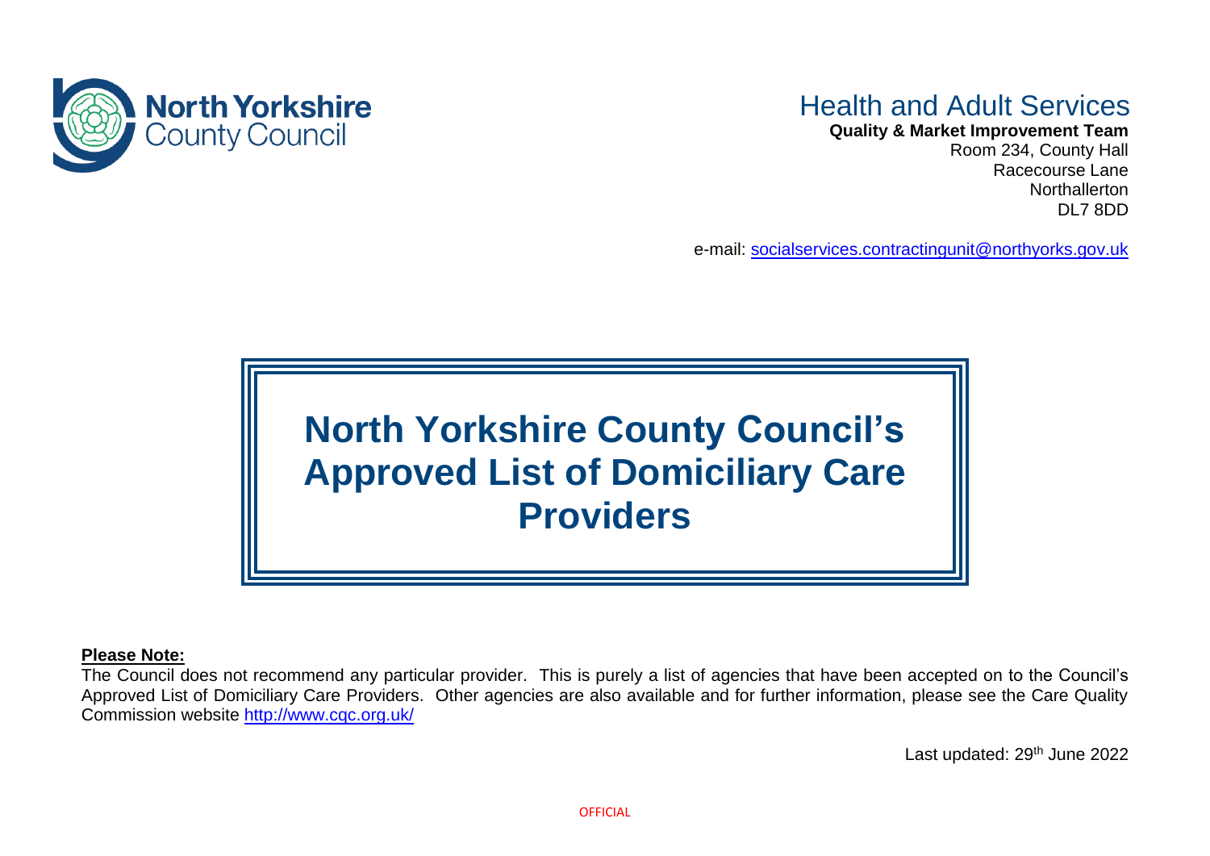North Yorkshire County Council

# Health and Adult Services

**Quality & Market Improvement Team**
Room 234, County Hall
Racecourse Lane
Northallerton
DL7 8DD

e-mail: socialservices.contractingunit@northyorks.gov.uk

# North Yorkshire County Council's Approved List of Domiciliary Care Providers

**Please Note:**
The Council does not recommend any particular provider. This is purely a list of agencies that have been accepted on to the Council's Approved List of Domiciliary Care Providers. Other agencies are also available and for further information, please see the Care Quality Commission website http://www.cqc.org.uk/

Last updated: 29th June 2022

OFFICIAL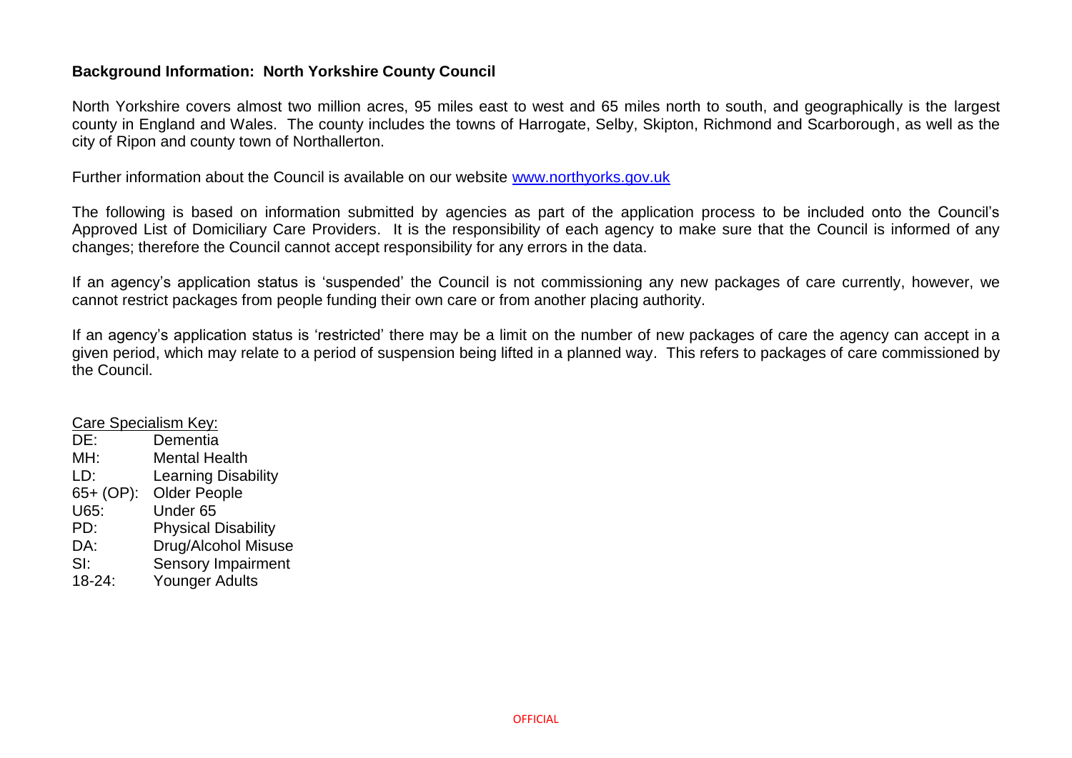**Background Information: North Yorkshire County Council**

North Yorkshire covers almost two million acres, 95 miles east to west and 65 miles north to south, and geographically is the largest county in England and Wales. The county includes the towns of Harrogate, Selby, Skipton, Richmond and Scarborough, as well as the city of Ripon and county town of Northallerton.

Further information about the Council is available on our website [www.northyorks.gov.uk](www.northyorks.gov.uk)

The following is based on information submitted by agencies as part of the application process to be included onto the Council's Approved List of Domiciliary Care Providers. It is the responsibility of each agency to make sure that the Council is informed of any changes; therefore the Council cannot accept responsibility for any errors in the data.

If an agency's application status is 'suspended' the Council is not commissioning any new packages of care currently, however, we cannot restrict packages from people funding their own care or from another placing authority.

If an agency's application status is 'restricted' there may be a limit on the number of new packages of care the agency can accept in a given period, which may relate to a period of suspension being lifted in a planned way. This refers to packages of care commissioned by the Council.

Care Specialism Key:

| | |
|---|---|
| DE: | Dementia |
| MH: | Mental Health |
| LD: | Learning Disability |
| 65+ (OP): | Older People |
| U65: | Under 65 |
| PD: | Physical Disability |
| DA: | Drug/Alcohol Misuse |
| SI: | Sensory Impairment |
| 18-24: | Younger Adults |